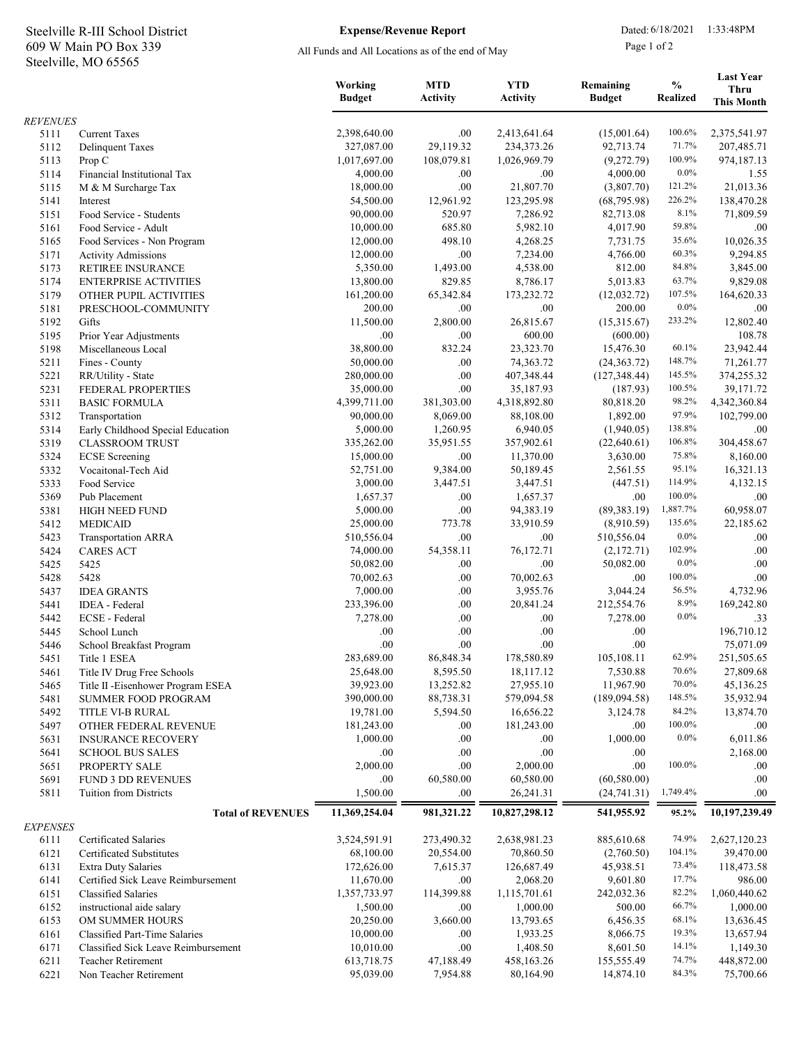Steelville R-III School District
609 W Main PO Box 339
Steelville, MO 65565

**Expense/Revenue Report**

All Funds and All Locations as of the end of May

Dated: 6/18/2021 1:33:48PM

| | | Working Budget | MTD Activity | YTD Activity | Remaining Budget | % Realized | Last Year Thru This Month |
|---|---|---|---|---|---|---|---|
| *REVENUES* | | | | | | | |
| 5111 | Current Taxes | 2,398,640.00 | .00 | 2,413,641.64 | (15,001.64) | 100.6% | 2,375,541.97 |
| 5112 | Delinquent Taxes | 327,087.00 | 29,119.32 | 234,373.26 | 92,713.74 | 71.7% | 207,485.71 |
| 5113 | Prop C | 1,017,697.00 | 108,079.81 | 1,026,969.79 | (9,272.79) | 100.9% | 974,187.13 |
| 5114 | Financial Institutional Tax | 4,000.00 | .00 | .00 | 4,000.00 | 0.0% | 1.55 |
| 5115 | M & M Surcharge Tax | 18,000.00 | .00 | 21,807.70 | (3,807.70) | 121.2% | 21,013.36 |
| 5141 | Interest | 54,500.00 | 12,961.92 | 123,295.98 | (68,795.98) | 226.2% | 138,470.28 |
| 5151 | Food Service - Students | 90,000.00 | 520.97 | 7,286.92 | 82,713.08 | 8.1% | 71,809.59 |
| 5161 | Food Service - Adult | 10,000.00 | 685.80 | 5,982.10 | 4,017.90 | 59.8% | .00 |
| 5165 | Food Services - Non Program | 12,000.00 | 498.10 | 4,268.25 | 7,731.75 | 35.6% | 10,026.35 |
| 5171 | Activity Admissions | 12,000.00 | .00 | 7,234.00 | 4,766.00 | 60.3% | 9,294.85 |
| 5173 | RETIREE INSURANCE | 5,350.00 | 1,493.00 | 4,538.00 | 812.00 | 84.8% | 3,845.00 |
| 5174 | ENTERPRISE ACTIVITIES | 13,800.00 | 829.85 | 8,786.17 | 5,013.83 | 63.7% | 9,829.08 |
| 5179 | OTHER PUPIL ACTIVITIES | 161,200.00 | 65,342.84 | 173,232.72 | (12,032.72) | 107.5% | 164,620.33 |
| 5181 | PRESCHOOL-COMMUNITY | 200.00 | .00 | .00 | 200.00 | 0.0% | .00 |
| 5192 | Gifts | 11,500.00 | 2,800.00 | 26,815.67 | (15,315.67) | 233.2% | 12,802.40 |
| 5195 | Prior Year Adjustments | .00 | .00 | 600.00 | (600.00) | | 108.78 |
| 5198 | Miscellaneous Local | 38,800.00 | 832.24 | 23,323.70 | 15,476.30 | 60.1% | 23,942.44 |
| 5211 | Fines - County | 50,000.00 | .00 | 74,363.72 | (24,363.72) | 148.7% | 71,261.77 |
| 5221 | RR/Utility - State | 280,000.00 | .00 | 407,348.44 | (127,348.44) | 145.5% | 374,255.32 |
| 5231 | FEDERAL PROPERTIES | 35,000.00 | .00 | 35,187.93 | (187.93) | 100.5% | 39,171.72 |
| 5311 | BASIC FORMULA | 4,399,711.00 | 381,303.00 | 4,318,892.80 | 80,818.20 | 98.2% | 4,342,360.84 |
| 5312 | Transportation | 90,000.00 | 8,069.00 | 88,108.00 | 1,892.00 | 97.9% | 102,799.00 |
| 5314 | Early Childhood Special Education | 5,000.00 | 1,260.95 | 6,940.05 | (1,940.05) | 138.8% | .00 |
| 5319 | CLASSROOM TRUST | 335,262.00 | 35,951.55 | 357,902.61 | (22,640.61) | 106.8% | 304,458.67 |
| 5324 | ECSE Screening | 15,000.00 | .00 | 11,370.00 | 3,630.00 | 75.8% | 8,160.00 |
| 5332 | Vocaitonal-Tech Aid | 52,751.00 | 9,384.00 | 50,189.45 | 2,561.55 | 95.1% | 16,321.13 |
| 5333 | Food Service | 3,000.00 | 3,447.51 | 3,447.51 | (447.51) | 114.9% | 4,132.15 |
| 5369 | Pub Placement | 1,657.37 | .00 | 1,657.37 | .00 | 100.0% | .00 |
| 5381 | HIGH NEED FUND | 5,000.00 | .00 | 94,383.19 | (89,383.19) | 1,887.7% | 60,958.07 |
| 5412 | MEDICAID | 25,000.00 | 773.78 | 33,910.59 | (8,910.59) | 135.6% | 22,185.62 |
| 5423 | Transportation ARRA | 510,556.04 | .00 | .00 | 510,556.04 | 0.0% | .00 |
| 5424 | CARES ACT | 74,000.00 | 54,358.11 | 76,172.71 | (2,172.71) | 102.9% | .00 |
| 5425 | 5425 | 50,082.00 | .00 | .00 | 50,082.00 | 0.0% | .00 |
| 5428 | 5428 | 70,002.63 | .00 | 70,002.63 | .00 | 100.0% | .00 |
| 5437 | IDEA GRANTS | 7,000.00 | .00 | 3,955.76 | 3,044.24 | 56.5% | 4,732.96 |
| 5441 | IDEA - Federal | 233,396.00 | .00 | 20,841.24 | 212,554.76 | 8.9% | 169,242.80 |
| 5442 | ECSE - Federal | 7,278.00 | .00 | .00 | 7,278.00 | 0.0% | .33 |
| 5445 | School Lunch | .00 | .00 | .00 | .00 | | 196,710.12 |
| 5446 | School Breakfast Program | .00 | .00 | .00 | .00 | | 75,071.09 |
| 5451 | Title 1 ESEA | 283,689.00 | 86,848.34 | 178,580.89 | 105,108.11 | 62.9% | 251,505.65 |
| 5461 | Title IV Drug Free Schools | 25,648.00 | 8,595.50 | 18,117.12 | 7,530.88 | 70.6% | 27,809.68 |
| 5465 | Title II -Eisenhower Program ESEA | 39,923.00 | 13,252.82 | 27,955.10 | 11,967.90 | 70.0% | 45,136.25 |
| 5481 | SUMMER FOOD PROGRAM | 390,000.00 | 88,738.31 | 579,094.58 | (189,094.58) | 148.5% | 35,932.94 |
| 5492 | TITLE VI-B RURAL | 19,781.00 | 5,594.50 | 16,656.22 | 3,124.78 | 84.2% | 13,874.70 |
| 5497 | OTHER FEDERAL REVENUE | 181,243.00 | .00 | 181,243.00 | .00 | 100.0% | .00 |
| 5631 | INSURANCE RECOVERY | 1,000.00 | .00 | .00 | 1,000.00 | 0.0% | 6,011.86 |
| 5641 | SCHOOL BUS SALES | .00 | .00 | .00 | .00 | | 2,168.00 |
| 5651 | PROPERTY SALE | 2,000.00 | .00 | 2,000.00 | .00 | 100.0% | .00 |
| 5691 | FUND 3 DD REVENUES | .00 | 60,580.00 | 60,580.00 | (60,580.00) | | .00 |
| 5811 | Tuition from Districts | 1,500.00 | .00 | 26,241.31 | (24,741.31) | 1,749.4% | .00 |
| | **Total of REVENUES** | **11,369,254.04** | **981,321.22** | **10,827,298.12** | **541,955.92** | **95.2%** | **10,197,239.49** |
| *EXPENSES* | | | | | | | |
| 6111 | Certificated Salaries | 3,524,591.91 | 273,490.32 | 2,638,981.23 | 885,610.68 | 74.9% | 2,627,120.23 |
| 6121 | Certificated Substitutes | 68,100.00 | 20,554.00 | 70,860.50 | (2,760.50) | 104.1% | 39,470.00 |
| 6131 | Extra Duty Salaries | 172,626.00 | 7,615.37 | 126,687.49 | 45,938.51 | 73.4% | 118,473.58 |
| 6141 | Certified Sick Leave Reimbursement | 11,670.00 | .00 | 2,068.20 | 9,601.80 | 17.7% | 986.00 |
| 6151 | Classified Salaries | 1,357,733.97 | 114,399.88 | 1,115,701.61 | 242,032.36 | 82.2% | 1,060,440.62 |
| 6152 | instructional aide salary | 1,500.00 | .00 | 1,000.00 | 500.00 | 66.7% | 1,000.00 |
| 6153 | OM SUMMER HOURS | 20,250.00 | 3,660.00 | 13,793.65 | 6,456.35 | 68.1% | 13,636.45 |
| 6161 | Classified Part-Time Salaries | 10,000.00 | .00 | 1,933.25 | 8,066.75 | 19.3% | 13,657.94 |
| 6171 | Classified Sick Leave Reimbursement | 10,010.00 | .00 | 1,408.50 | 8,601.50 | 14.1% | 1,149.30 |
| 6211 | Teacher Retirement | 613,718.75 | 47,188.49 | 458,163.26 | 155,555.49 | 74.7% | 448,872.00 |
| 6221 | Non Teacher Retirement | 95,039.00 | 7,954.88 | 80,164.90 | 14,874.10 | 84.3% | 75,700.66 |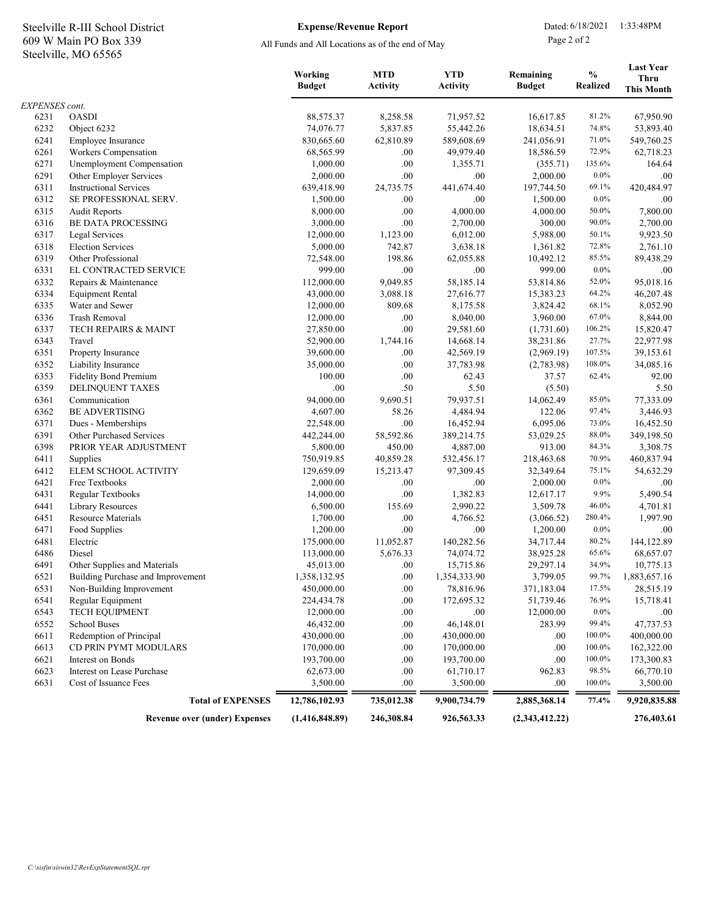Steelville R-III School District
609 W Main PO Box 339
Steelville, MO 65565

**Expense/Revenue Report**

All Funds and All Locations as of the end of May

Dated: 6/18/2021 1:33:48PM

| | | Working Budget | MTD Activity | YTD Activity | Remaining Budget | % Realized | Last Year Thru This Month |
|---|---|---|---|---|---|---|---|
| *EXPENSES cont.* | | | | | | | |
| 6231 | OASDI | 88,575.37 | 8,258.58 | 71,957.52 | 16,617.85 | 81.2% | 67,950.90 |
| 6232 | Object 6232 | 74,076.77 | 5,837.85 | 55,442.26 | 18,634.51 | 74.8% | 53,893.40 |
| 6241 | Employee Insurance | 830,665.60 | 62,810.89 | 589,608.69 | 241,056.91 | 71.0% | 549,760.25 |
| 6261 | Workers Compensation | 68,565.99 | .00 | 49,979.40 | 18,586.59 | 72.9% | 62,718.23 |
| 6271 | Unemployment Compensation | 1,000.00 | .00 | 1,355.71 | (355.71) | 135.6% | 164.64 |
| 6291 | Other Employer Services | 2,000.00 | .00 | .00 | 2,000.00 | 0.0% | .00 |
| 6311 | Instructional Services | 639,418.90 | 24,735.75 | 441,674.40 | 197,744.50 | 69.1% | 420,484.97 |
| 6312 | SE PROFESSIONAL SERV. | 1,500.00 | .00 | .00 | 1,500.00 | 0.0% | .00 |
| 6315 | Audit Reports | 8,000.00 | .00 | 4,000.00 | 4,000.00 | 50.0% | 7,800.00 |
| 6316 | BE DATA PROCESSING | 3,000.00 | .00 | 2,700.00 | 300.00 | 90.0% | 2,700.00 |
| 6317 | Legal Services | 12,000.00 | 1,123.00 | 6,012.00 | 5,988.00 | 50.1% | 9,923.50 |
| 6318 | Election Services | 5,000.00 | 742.87 | 3,638.18 | 1,361.82 | 72.8% | 2,761.10 |
| 6319 | Other Professional | 72,548.00 | 198.86 | 62,055.88 | 10,492.12 | 85.5% | 89,438.29 |
| 6331 | EL CONTRACTED SERVICE | 999.00 | .00 | .00 | 999.00 | 0.0% | .00 |
| 6332 | Repairs & Maintenance | 112,000.00 | 9,049.85 | 58,185.14 | 53,814.86 | 52.0% | 95,018.16 |
| 6334 | Equipment Rental | 43,000.00 | 3,088.18 | 27,616.77 | 15,383.23 | 64.2% | 46,207.48 |
| 6335 | Water and Sewer | 12,000.00 | 809.68 | 8,175.58 | 3,824.42 | 68.1% | 8,052.90 |
| 6336 | Trash Removal | 12,000.00 | .00 | 8,040.00 | 3,960.00 | 67.0% | 8,844.00 |
| 6337 | TECH REPAIRS & MAINT | 27,850.00 | .00 | 29,581.60 | (1,731.60) | 106.2% | 15,820.47 |
| 6343 | Travel | 52,900.00 | 1,744.16 | 14,668.14 | 38,231.86 | 27.7% | 22,977.98 |
| 6351 | Property Insurance | 39,600.00 | .00 | 42,569.19 | (2,969.19) | 107.5% | 39,153.61 |
| 6352 | Liability Insurance | 35,000.00 | .00 | 37,783.98 | (2,783.98) | 108.0% | 34,085.16 |
| 6353 | Fidelity Bond Premium | 100.00 | .00 | 62.43 | 37.57 | 62.4% | 92.00 |
| 6359 | DELINQUENT TAXES | .00 | .50 | 5.50 | (5.50) | | 5.50 |
| 6361 | Communication | 94,000.00 | 9,690.51 | 79,937.51 | 14,062.49 | 85.0% | 77,333.09 |
| 6362 | BE ADVERTISING | 4,607.00 | 58.26 | 4,484.94 | 122.06 | 97.4% | 3,446.93 |
| 6371 | Dues - Memberships | 22,548.00 | .00 | 16,452.94 | 6,095.06 | 73.0% | 16,452.50 |
| 6391 | Other Purchased Services | 442,244.00 | 58,592.86 | 389,214.75 | 53,029.25 | 88.0% | 349,198.50 |
| 6398 | PRIOR YEAR ADJUSTMENT | 5,800.00 | 450.00 | 4,887.00 | 913.00 | 84.3% | 3,308.75 |
| 6411 | Supplies | 750,919.85 | 40,859.28 | 532,456.17 | 218,463.68 | 70.9% | 460,837.94 |
| 6412 | ELEM SCHOOL ACTIVITY | 129,659.09 | 15,213.47 | 97,309.45 | 32,349.64 | 75.1% | 54,632.29 |
| 6421 | Free Textbooks | 2,000.00 | .00 | .00 | 2,000.00 | 0.0% | .00 |
| 6431 | Regular Textbooks | 14,000.00 | .00 | 1,382.83 | 12,617.17 | 9.9% | 5,490.54 |
| 6441 | Library Resources | 6,500.00 | 155.69 | 2,990.22 | 3,509.78 | 46.0% | 4,701.81 |
| 6451 | Resource Materials | 1,700.00 | .00 | 4,766.52 | (3,066.52) | 280.4% | 1,997.90 |
| 6471 | Food Supplies | 1,200.00 | .00 | .00 | 1,200.00 | 0.0% | .00 |
| 6481 | Electric | 175,000.00 | 11,052.87 | 140,282.56 | 34,717.44 | 80.2% | 144,122.89 |
| 6486 | Diesel | 113,000.00 | 5,676.33 | 74,074.72 | 38,925.28 | 65.6% | 68,657.07 |
| 6491 | Other Supplies and Materials | 45,013.00 | .00 | 15,715.86 | 29,297.14 | 34.9% | 10,775.13 |
| 6521 | Building Purchase and Improvement | 1,358,132.95 | .00 | 1,354,333.90 | 3,799.05 | 99.7% | 1,883,657.16 |
| 6531 | Non-Building Improvement | 450,000.00 | .00 | 78,816.96 | 371,183.04 | 17.5% | 28,515.19 |
| 6541 | Regular Equipment | 224,434.78 | .00 | 172,695.32 | 51,739.46 | 76.9% | 15,718.41 |
| 6543 | TECH EQUIPMENT | 12,000.00 | .00 | .00 | 12,000.00 | 0.0% | .00 |
| 6552 | School Buses | 46,432.00 | .00 | 46,148.01 | 283.99 | 99.4% | 47,737.53 |
| 6611 | Redemption of Principal | 430,000.00 | .00 | 430,000.00 | .00 | 100.0% | 400,000.00 |
| 6613 | CD PRIN PYMT MODULARS | 170,000.00 | .00 | 170,000.00 | .00 | 100.0% | 162,322.00 |
| 6621 | Interest on Bonds | 193,700.00 | .00 | 193,700.00 | .00 | 100.0% | 173,300.83 |
| 6623 | Interest on Lease Purchase | 62,673.00 | .00 | 61,710.17 | 962.83 | 98.5% | 66,770.10 |
| 6631 | Cost of Issuance Fees | 3,500.00 | .00 | 3,500.00 | .00 | 100.0% | 3,500.00 |
| | **Total of EXPENSES** | **12,786,102.93** | **735,012.38** | **9,900,734.79** | **2,885,368.14** | **77.4%** | **9,920,835.88** |
| | **Revenue over (under) Expenses** | **(1,416,848.89)** | **246,308.84** | **926,563.33** | **(2,343,412.22)** | | **276,403.61** |

*C:\sisfin\siswin32\RevExpStatementSQL.rpt*